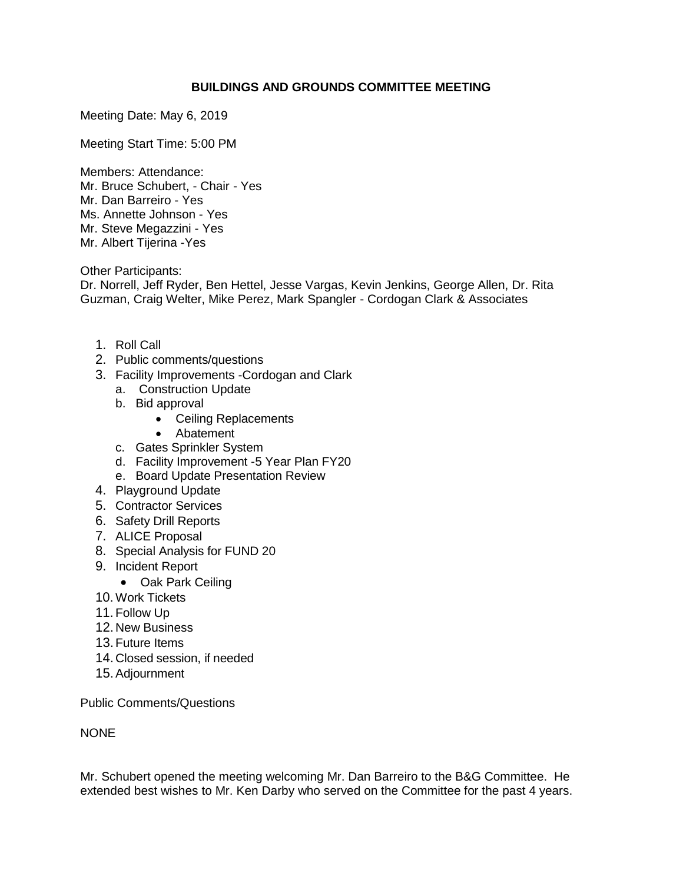# BUILDINGS AND GROUNDS COMMITTEE MEETING

Meeting Date: May 6, 2019

Meeting Start Time: 5:00 PM

Members: Attendance:
Mr. Bruce Schubert, - Chair - Yes
Mr. Dan Barreiro - Yes
Ms. Annette Johnson - Yes
Mr. Steve Megazzini - Yes
Mr. Albert Tijerina -Yes

Other Participants:
Dr. Norrell, Jeff Ryder, Ben Hettel, Jesse Vargas, Kevin Jenkins, George Allen, Dr. Rita Guzman, Craig Welter, Mike Perez, Mark Spangler - Cordogan Clark & Associates

1. Roll Call
2. Public comments/questions
3. Facility Improvements -Cordogan and Clark
   a. Construction Update
   b. Bid approval
      - Ceiling Replacements
      - Abatement
   c. Gates Sprinkler System
   d. Facility Improvement -5 Year Plan FY20
   e. Board Update Presentation Review
4. Playground Update
5. Contractor Services
6. Safety Drill Reports
7. ALICE Proposal
8. Special Analysis for FUND 20
9. Incident Report
   - Oak Park Ceiling
10. Work Tickets
11. Follow Up
12. New Business
13. Future Items
14. Closed session, if needed
15. Adjournment

Public Comments/Questions

NONE

Mr. Schubert opened the meeting welcoming Mr. Dan Barreiro to the B&G Committee. He extended best wishes to Mr. Ken Darby who served on the Committee for the past 4 years.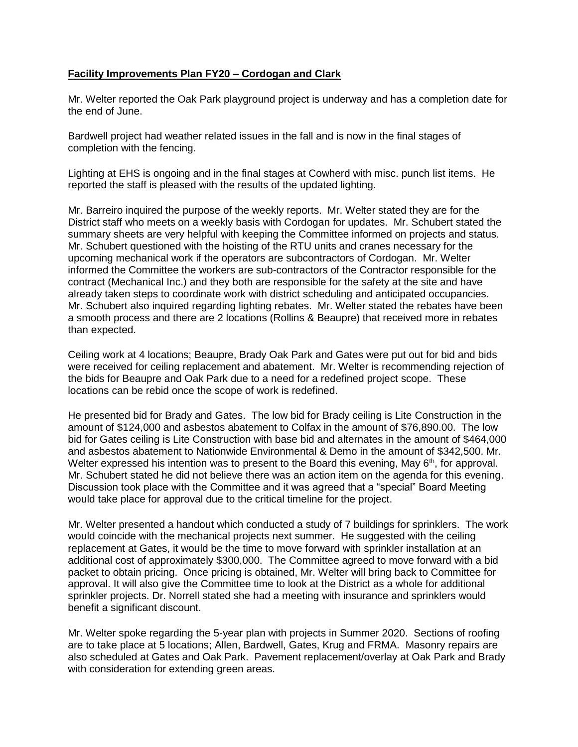**Facility Improvements Plan FY20 – Cordogan and Clark**

Mr. Welter reported the Oak Park playground project is underway and has a completion date for the end of June.

Bardwell project had weather related issues in the fall and is now in the final stages of completion with the fencing.

Lighting at EHS is ongoing and in the final stages at Cowherd with misc. punch list items. He reported the staff is pleased with the results of the updated lighting.

Mr. Barreiro inquired the purpose of the weekly reports. Mr. Welter stated they are for the District staff who meets on a weekly basis with Cordogan for updates. Mr. Schubert stated the summary sheets are very helpful with keeping the Committee informed on projects and status. Mr. Schubert questioned with the hoisting of the RTU units and cranes necessary for the upcoming mechanical work if the operators are subcontractors of Cordogan. Mr. Welter informed the Committee the workers are sub-contractors of the Contractor responsible for the contract (Mechanical Inc.) and they both are responsible for the safety at the site and have already taken steps to coordinate work with district scheduling and anticipated occupancies. Mr. Schubert also inquired regarding lighting rebates. Mr. Welter stated the rebates have been a smooth process and there are 2 locations (Rollins & Beaupre) that received more in rebates than expected.

Ceiling work at 4 locations; Beaupre, Brady Oak Park and Gates were put out for bid and bids were received for ceiling replacement and abatement. Mr. Welter is recommending rejection of the bids for Beaupre and Oak Park due to a need for a redefined project scope. These locations can be rebid once the scope of work is redefined.

He presented bid for Brady and Gates. The low bid for Brady ceiling is Lite Construction in the amount of $124,000 and asbestos abatement to Colfax in the amount of $76,890.00. The low bid for Gates ceiling is Lite Construction with base bid and alternates in the amount of $464,000 and asbestos abatement to Nationwide Environmental & Demo in the amount of $342,500. Mr. Welter expressed his intention was to present to the Board this evening, May 6th, for approval. Mr. Schubert stated he did not believe there was an action item on the agenda for this evening. Discussion took place with the Committee and it was agreed that a "special" Board Meeting would take place for approval due to the critical timeline for the project.

Mr. Welter presented a handout which conducted a study of 7 buildings for sprinklers. The work would coincide with the mechanical projects next summer. He suggested with the ceiling replacement at Gates, it would be the time to move forward with sprinkler installation at an additional cost of approximately $300,000. The Committee agreed to move forward with a bid packet to obtain pricing. Once pricing is obtained, Mr. Welter will bring back to Committee for approval. It will also give the Committee time to look at the District as a whole for additional sprinkler projects. Dr. Norrell stated she had a meeting with insurance and sprinklers would benefit a significant discount.

Mr. Welter spoke regarding the 5-year plan with projects in Summer 2020. Sections of roofing are to take place at 5 locations; Allen, Bardwell, Gates, Krug and FRMA. Masonry repairs are also scheduled at Gates and Oak Park. Pavement replacement/overlay at Oak Park and Brady with consideration for extending green areas.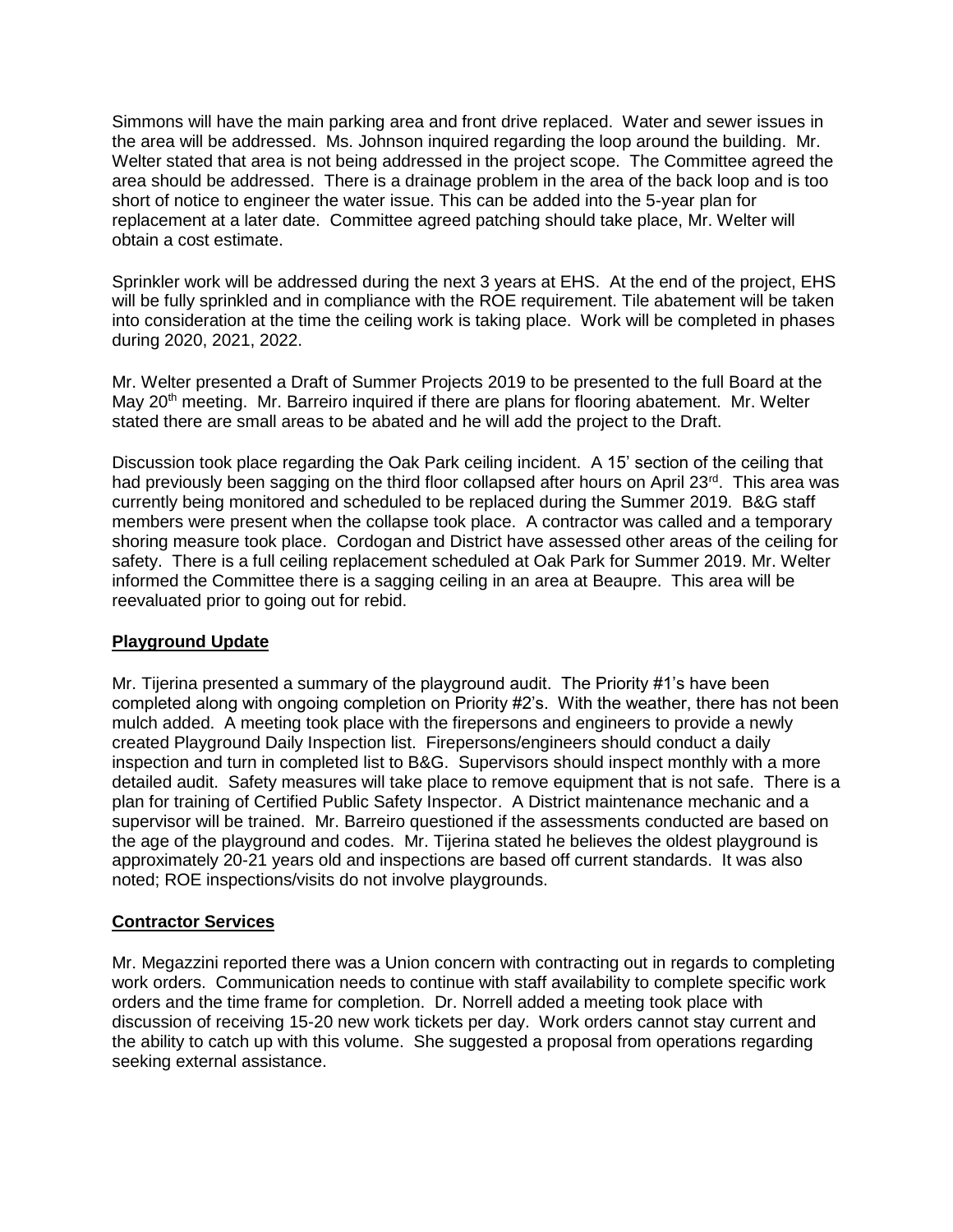Simmons will have the main parking area and front drive replaced. Water and sewer issues in the area will be addressed. Ms. Johnson inquired regarding the loop around the building. Mr. Welter stated that area is not being addressed in the project scope. The Committee agreed the area should be addressed. There is a drainage problem in the area of the back loop and is too short of notice to engineer the water issue. This can be added into the 5-year plan for replacement at a later date. Committee agreed patching should take place, Mr. Welter will obtain a cost estimate.

Sprinkler work will be addressed during the next 3 years at EHS. At the end of the project, EHS will be fully sprinkled and in compliance with the ROE requirement. Tile abatement will be taken into consideration at the time the ceiling work is taking place. Work will be completed in phases during 2020, 2021, 2022.

Mr. Welter presented a Draft of Summer Projects 2019 to be presented to the full Board at the May 20th meeting. Mr. Barreiro inquired if there are plans for flooring abatement. Mr. Welter stated there are small areas to be abated and he will add the project to the Draft.

Discussion took place regarding the Oak Park ceiling incident. A 15' section of the ceiling that had previously been sagging on the third floor collapsed after hours on April 23rd. This area was currently being monitored and scheduled to be replaced during the Summer 2019. B&G staff members were present when the collapse took place. A contractor was called and a temporary shoring measure took place. Cordogan and District have assessed other areas of the ceiling for safety. There is a full ceiling replacement scheduled at Oak Park for Summer 2019. Mr. Welter informed the Committee there is a sagging ceiling in an area at Beaupre. This area will be reevaluated prior to going out for rebid.

## Playground Update

Mr. Tijerina presented a summary of the playground audit. The Priority #1's have been completed along with ongoing completion on Priority #2's. With the weather, there has not been mulch added. A meeting took place with the firepersons and engineers to provide a newly created Playground Daily Inspection list. Firepersons/engineers should conduct a daily inspection and turn in completed list to B&G. Supervisors should inspect monthly with a more detailed audit. Safety measures will take place to remove equipment that is not safe. There is a plan for training of Certified Public Safety Inspector. A District maintenance mechanic and a supervisor will be trained. Mr. Barreiro questioned if the assessments conducted are based on the age of the playground and codes. Mr. Tijerina stated he believes the oldest playground is approximately 20-21 years old and inspections are based off current standards. It was also noted; ROE inspections/visits do not involve playgrounds.

## Contractor Services

Mr. Megazzini reported there was a Union concern with contracting out in regards to completing work orders. Communication needs to continue with staff availability to complete specific work orders and the time frame for completion. Dr. Norrell added a meeting took place with discussion of receiving 15-20 new work tickets per day. Work orders cannot stay current and the ability to catch up with this volume. She suggested a proposal from operations regarding seeking external assistance.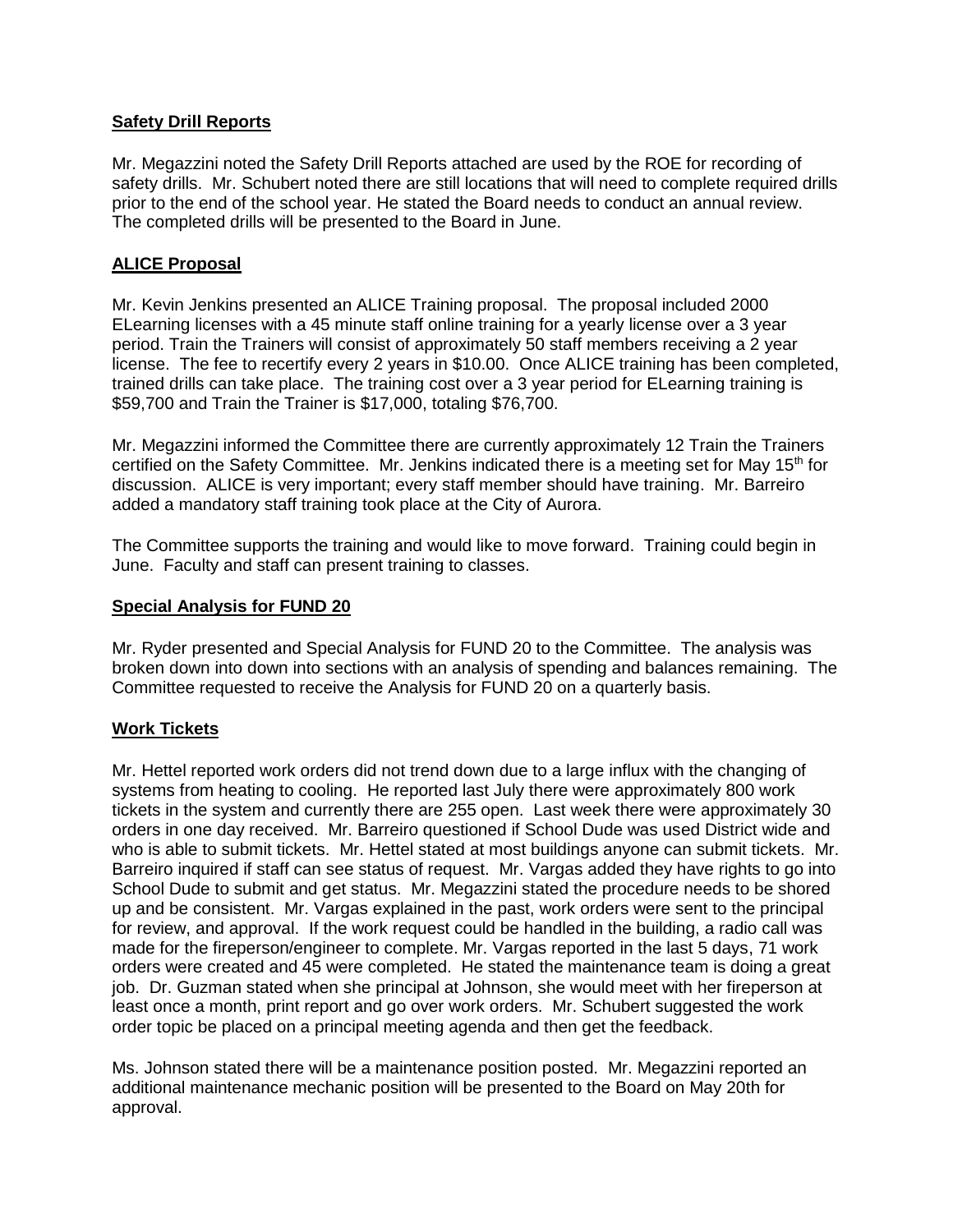**Safety Drill Reports**

Mr. Megazzini noted the Safety Drill Reports attached are used by the ROE for recording of safety drills. Mr. Schubert noted there are still locations that will need to complete required drills prior to the end of the school year. He stated the Board needs to conduct an annual review. The completed drills will be presented to the Board in June.

**ALICE Proposal**

Mr. Kevin Jenkins presented an ALICE Training proposal. The proposal included 2000 ELearning licenses with a 45 minute staff online training for a yearly license over a 3 year period. Train the Trainers will consist of approximately 50 staff members receiving a 2 year license. The fee to recertify every 2 years in $10.00. Once ALICE training has been completed, trained drills can take place. The training cost over a 3 year period for ELearning training is $59,700 and Train the Trainer is $17,000, totaling $76,700.

Mr. Megazzini informed the Committee there are currently approximately 12 Train the Trainers certified on the Safety Committee. Mr. Jenkins indicated there is a meeting set for May 15th for discussion. ALICE is very important; every staff member should have training. Mr. Barreiro added a mandatory staff training took place at the City of Aurora.

The Committee supports the training and would like to move forward. Training could begin in June. Faculty and staff can present training to classes.

**Special Analysis for FUND 20**

Mr. Ryder presented and Special Analysis for FUND 20 to the Committee. The analysis was broken down into down into sections with an analysis of spending and balances remaining. The Committee requested to receive the Analysis for FUND 20 on a quarterly basis.

**Work Tickets**

Mr. Hettel reported work orders did not trend down due to a large influx with the changing of systems from heating to cooling. He reported last July there were approximately 800 work tickets in the system and currently there are 255 open. Last week there were approximately 30 orders in one day received. Mr. Barreiro questioned if School Dude was used District wide and who is able to submit tickets. Mr. Hettel stated at most buildings anyone can submit tickets. Mr. Barreiro inquired if staff can see status of request. Mr. Vargas added they have rights to go into School Dude to submit and get status. Mr. Megazzini stated the procedure needs to be shored up and be consistent. Mr. Vargas explained in the past, work orders were sent to the principal for review, and approval. If the work request could be handled in the building, a radio call was made for the fireperson/engineer to complete. Mr. Vargas reported in the last 5 days, 71 work orders were created and 45 were completed. He stated the maintenance team is doing a great job. Dr. Guzman stated when she principal at Johnson, she would meet with her fireperson at least once a month, print report and go over work orders. Mr. Schubert suggested the work order topic be placed on a principal meeting agenda and then get the feedback.

Ms. Johnson stated there will be a maintenance position posted. Mr. Megazzini reported an additional maintenance mechanic position will be presented to the Board on May 20th for approval.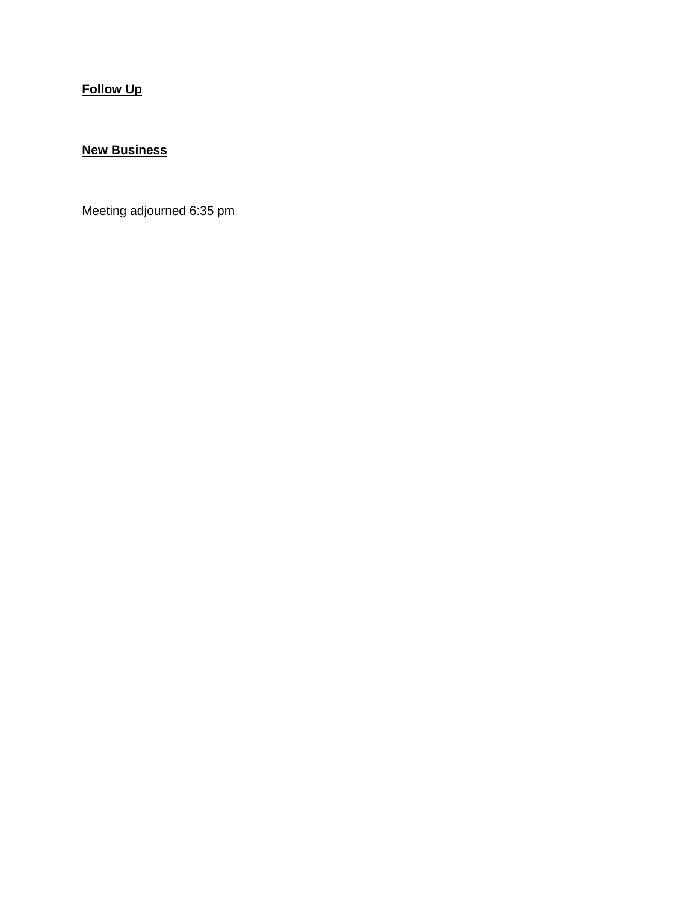**Follow Up**

**New Business**

Meeting adjourned 6:35 pm